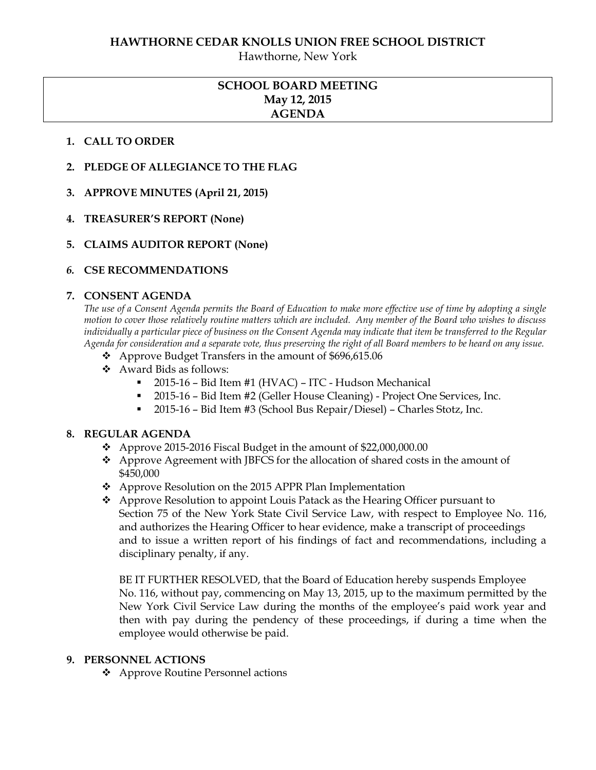**HAWTHORNE CEDAR KNOLLS UNION FREE SCHOOL DISTRICT**

Hawthorne, New York

# SCHOOL BOARD MEETING
## May 12, 2015
## AGENDA

1. **CALL TO ORDER**

2. **PLEDGE OF ALLEGIANCE TO THE FLAG**

3. **APPROVE MINUTES (April 21, 2015)**

4. **TREASURER'S REPORT (None)**

5. **CLAIMS AUDITOR REPORT (None)**

6. **CSE RECOMMENDATIONS**

7. **CONSENT AGENDA**

   *The use of a Consent Agenda permits the Board of Education to make more effective use of time by adopting a single motion to cover those relatively routine matters which are included. Any member of the Board who wishes to discuss individually a particular piece of business on the Consent Agenda may indicate that item be transferred to the Regular Agenda for consideration and a separate vote, thus preserving the right of all Board members to be heard on any issue.*

   - Approve Budget Transfers in the amount of $696,615.06
   - Award Bids as follows:
     - 2015-16 – Bid Item #1 (HVAC) – ITC - Hudson Mechanical
     - 2015-16 – Bid Item #2 (Geller House Cleaning) - Project One Services, Inc.
     - 2015-16 – Bid Item #3 (School Bus Repair/Diesel) – Charles Stotz, Inc.

8. **REGULAR AGENDA**
   - Approve 2015-2016 Fiscal Budget in the amount of $22,000,000.00
   - Approve Agreement with JBFCS for the allocation of shared costs in the amount of $450,000
   - Approve Resolution on the 2015 APPR Plan Implementation
   - Approve Resolution to appoint Louis Patack as the Hearing Officer pursuant to Section 75 of the New York State Civil Service Law, with respect to Employee No. 116, and authorizes the Hearing Officer to hear evidence, make a transcript of proceedings and to issue a written report of his findings of fact and recommendations, including a disciplinary penalty, if any.

     BE IT FURTHER RESOLVED, that the Board of Education hereby suspends Employee No. 116, without pay, commencing on May 13, 2015, up to the maximum permitted by the New York Civil Service Law during the months of the employee's paid work year and then with pay during the pendency of these proceedings, if during a time when the employee would otherwise be paid.

9. **PERSONNEL ACTIONS**
   - Approve Routine Personnel actions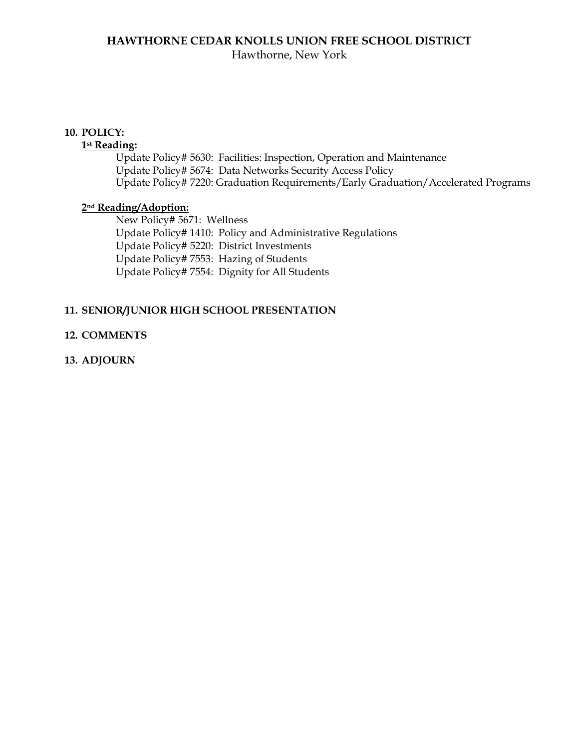**HAWTHORNE CEDAR KNOLLS UNION FREE SCHOOL DISTRICT**
Hawthorne, New York

**10. POLICY:**

**1st Reading:**

Update Policy# 5630: Facilities: Inspection, Operation and Maintenance
Update Policy# 5674: Data Networks Security Access Policy
Update Policy# 7220: Graduation Requirements/Early Graduation/Accelerated Programs

**2nd Reading/Adoption:**

New Policy# 5671: Wellness
Update Policy# 1410: Policy and Administrative Regulations
Update Policy# 5220: District Investments
Update Policy# 7553: Hazing of Students
Update Policy# 7554: Dignity for All Students

**11. SENIOR/JUNIOR HIGH SCHOOL PRESENTATION**

**12. COMMENTS**

**13. ADJOURN**